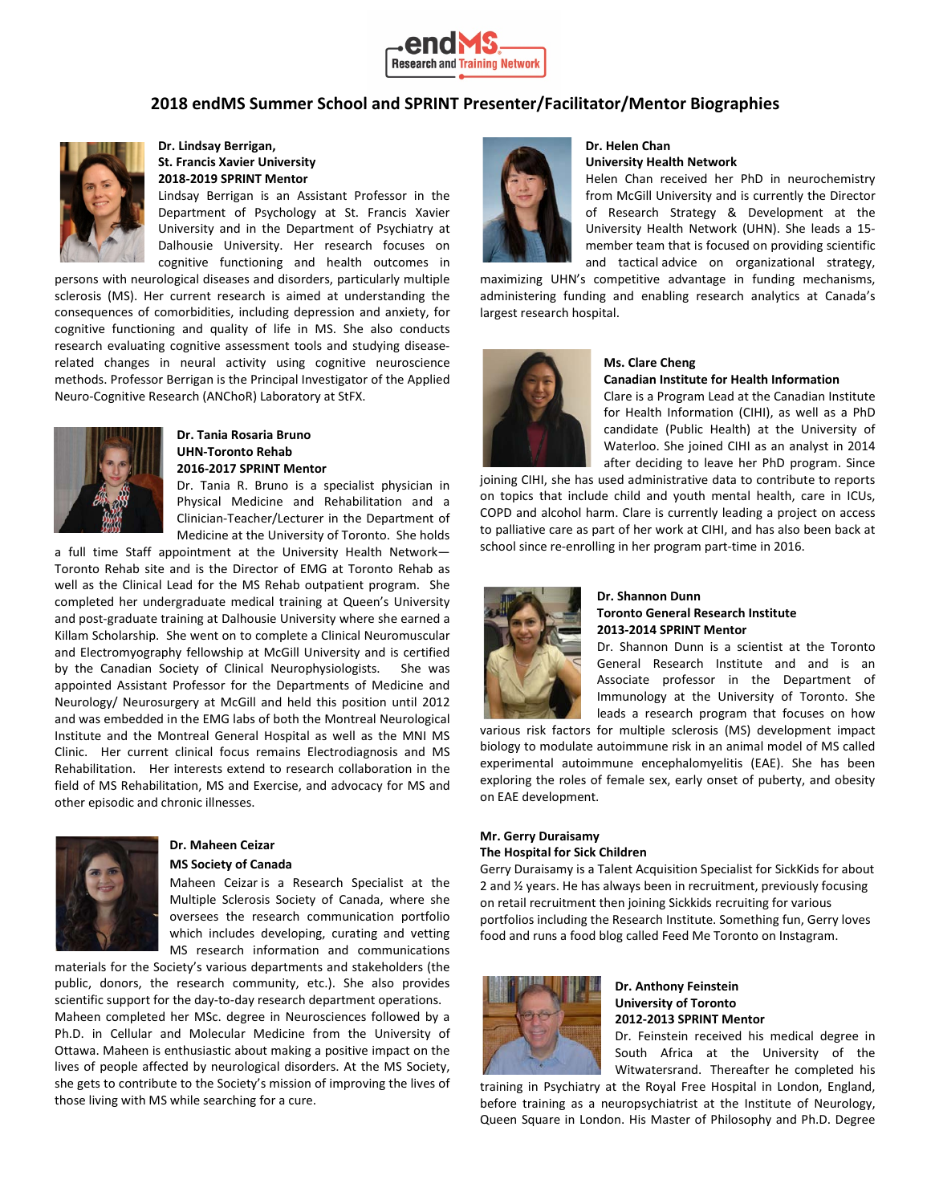# 2018 endMS Summer School and SPRINT Presenter/Facilitator/Mentor Biographies

**Dr. Lindsay Berrigan,**
**St. Francis Xavier University**
**2018-2019 SPRINT Mentor**

Lindsay Berrigan is an Assistant Professor in the Department of Psychology at St. Francis Xavier University and in the Department of Psychiatry at Dalhousie University. Her research focuses on cognitive functioning and health outcomes in persons with neurological diseases and disorders, particularly multiple sclerosis (MS). Her current research is aimed at understanding the consequences of comorbidities, including depression and anxiety, for cognitive functioning and quality of life in MS. She also conducts research evaluating cognitive assessment tools and studying disease-related changes in neural activity using cognitive neuroscience methods. Professor Berrigan is the Principal Investigator of the Applied Neuro-Cognitive Research (ANChoR) Laboratory at StFX.

**Dr. Tania Rosaria Bruno**
**UHN-Toronto Rehab**
**2016-2017 SPRINT Mentor**

Dr. Tania R. Bruno is a specialist physician in Physical Medicine and Rehabilitation and a Clinician-Teacher/Lecturer in the Department of Medicine at the University of Toronto. She holds a full time Staff appointment at the University Health Network—Toronto Rehab site and is the Director of EMG at Toronto Rehab as well as the Clinical Lead for the MS Rehab outpatient program. She completed her undergraduate medical training at Queen's University and post-graduate training at Dalhousie University where she earned a Killam Scholarship. She went on to complete a Clinical Neuromuscular and Electromyography fellowship at McGill University and is certified by the Canadian Society of Clinical Neurophysiologists. She was appointed Assistant Professor for the Departments of Medicine and Neurology/ Neurosurgery at McGill and held this position until 2012 and was embedded in the EMG labs of both the Montreal Neurological Institute and the Montreal General Hospital as well as the MNI MS Clinic. Her current clinical focus remains Electrodiagnosis and MS Rehabilitation. Her interests extend to research collaboration in the field of MS Rehabilitation, MS and Exercise, and advocacy for MS and other episodic and chronic illnesses.

**Dr. Maheen Ceizar**
**MS Society of Canada**

Maheen Ceizar is a Research Specialist at the Multiple Sclerosis Society of Canada, where she oversees the research communication portfolio which includes developing, curating and vetting MS research information and communications materials for the Society's various departments and stakeholders (the public, donors, the research community, etc.). She also provides scientific support for the day-to-day research department operations.
Maheen completed her MSc. degree in Neurosciences followed by a Ph.D. in Cellular and Molecular Medicine from the University of Ottawa. Maheen is enthusiastic about making a positive impact on the lives of people affected by neurological disorders. At the MS Society, she gets to contribute to the Society's mission of improving the lives of those living with MS while searching for a cure.

**Dr. Helen Chan**
**University Health Network**

Helen Chan received her PhD in neurochemistry from McGill University and is currently the Director of Research Strategy & Development at the University Health Network (UHN). She leads a 15-member team that is focused on providing scientific and tactical advice on organizational strategy, maximizing UHN's competitive advantage in funding mechanisms, administering funding and enabling research analytics at Canada's largest research hospital.

**Ms. Clare Cheng**
**Canadian Institute for Health Information**

Clare is a Program Lead at the Canadian Institute for Health Information (CIHI), as well as a PhD candidate (Public Health) at the University of Waterloo. She joined CIHI as an analyst in 2014 after deciding to leave her PhD program. Since joining CIHI, she has used administrative data to contribute to reports on topics that include child and youth mental health, care in ICUs, COPD and alcohol harm. Clare is currently leading a project on access to palliative care as part of her work at CIHI, and has also been back at school since re-enrolling in her program part-time in 2016.

**Dr. Shannon Dunn**
**Toronto General Research Institute**
**2013-2014 SPRINT Mentor**

Dr. Shannon Dunn is a scientist at the Toronto General Research Institute and and is an Associate professor in the Department of Immunology at the University of Toronto. She leads a research program that focuses on how various risk factors for multiple sclerosis (MS) development impact biology to modulate autoimmune risk in an animal model of MS called experimental autoimmune encephalomyelitis (EAE). She has been exploring the roles of female sex, early onset of puberty, and obesity on EAE development.

**Mr. Gerry Duraisamy**
**The Hospital for Sick Children**

Gerry Duraisamy is a Talent Acquisition Specialist for SickKids for about 2 and ½ years. He has always been in recruitment, previously focusing on retail recruitment then joining Sickkids recruiting for various portfolios including the Research Institute. Something fun, Gerry loves food and runs a food blog called Feed Me Toronto on Instagram.

**Dr. Anthony Feinstein**
**University of Toronto**
**2012-2013 SPRINT Mentor**

Dr. Feinstein received his medical degree in South Africa at the University of the Witwatersrand. Thereafter he completed his training in Psychiatry at the Royal Free Hospital in London, England, before training as a neuropsychiatrist at the Institute of Neurology, Queen Square in London. His Master of Philosophy and Ph.D. Degree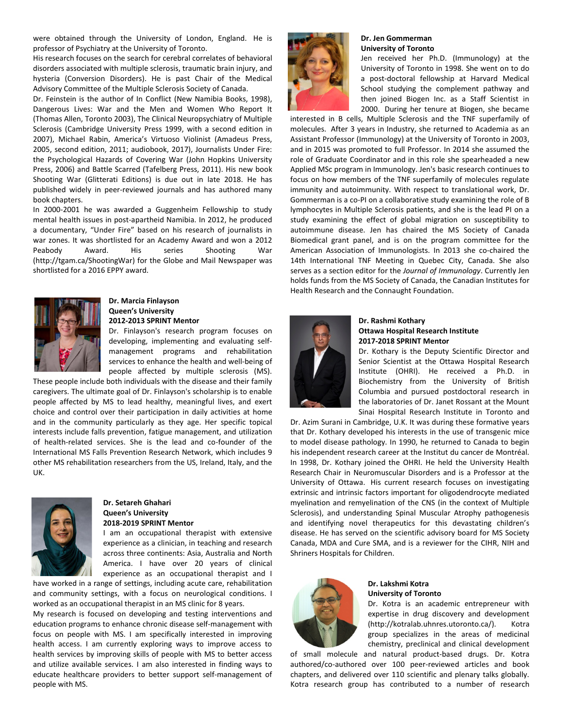were obtained through the University of London, England. He is professor of Psychiatry at the University of Toronto.

His research focuses on the search for cerebral correlates of behavioral disorders associated with multiple sclerosis, traumatic brain injury, and hysteria (Conversion Disorders). He is past Chair of the Medical Advisory Committee of the Multiple Sclerosis Society of Canada.

Dr. Feinstein is the author of In Conflict (New Namibia Books, 1998), Dangerous Lives: War and the Men and Women Who Report It (Thomas Allen, Toronto 2003), The Clinical Neuropsychiatry of Multiple Sclerosis (Cambridge University Press 1999, with a second edition in 2007), Michael Rabin, America's Virtuoso Violinist (Amadeus Press, 2005, second edition, 2011; audiobook, 2017), Journalists Under Fire: the Psychological Hazards of Covering War (John Hopkins University Press, 2006) and Battle Scarred (Tafelberg Press, 2011). His new book Shooting War (Glitterati Editions) is due out in late 2018. He has published widely in peer-reviewed journals and has authored many book chapters.

In 2000-2001 he was awarded a Guggenheim Fellowship to study mental health issues in post-apartheid Namibia. In 2012, he produced a documentary, "Under Fire" based on his research of journalists in war zones. It was shortlisted for an Academy Award and won a 2012 Peabody Award. His series Shooting War (http://tgam.ca/ShootingWar) for the Globe and Mail Newspaper was shortlisted for a 2016 EPPY award.

**Dr. Marcia Finlayson**
**Queen's University**
**2012-2013 SPRINT Mentor**

Dr. Finlayson's research program focuses on developing, implementing and evaluating self-management programs and rehabilitation services to enhance the health and well-being of people affected by multiple sclerosis (MS). These people include both individuals with the disease and their family caregivers. The ultimate goal of Dr. Finlayson's scholarship is to enable people affected by MS to lead healthy, meaningful lives, and exert choice and control over their participation in daily activities at home and in the community particularly as they age. Her specific topical interests include falls prevention, fatigue management, and utilization of health-related services. She is the lead and co-founder of the International MS Falls Prevention Research Network, which includes 9 other MS rehabilitation researchers from the US, Ireland, Italy, and the UK.

**Dr. Setareh Ghahari**
**Queen's University**
**2018-2019 SPRINT Mentor**

I am an occupational therapist with extensive experience as a clinician, in teaching and research across three continents: Asia, Australia and North America. I have over 20 years of clinical experience as an occupational therapist and I have worked in a range of settings, including acute care, rehabilitation and community settings, with a focus on neurological conditions. I worked as an occupational therapist in an MS clinic for 8 years.

My research is focused on developing and testing interventions and education programs to enhance chronic disease self-management with focus on people with MS. I am specifically interested in improving health access. I am currently exploring ways to improve access to health services by improving skills of people with MS to better access and utilize available services. I am also interested in finding ways to educate healthcare providers to better support self-management of people with MS.

**Dr. Jen Gommerman**
**University of Toronto**

Jen received her Ph.D. (Immunology) at the University of Toronto in 1998. She went on to do a post-doctoral fellowship at Harvard Medical School studying the complement pathway and then joined Biogen Inc. as a Staff Scientist in 2000. During her tenure at Biogen, she became interested in B cells, Multiple Sclerosis and the TNF superfamily of molecules. After 3 years in Industry, she returned to Academia as an Assistant Professor (Immunology) at the University of Toronto in 2003, and in 2015 was promoted to full Professor. In 2014 she assumed the role of Graduate Coordinator and in this role she spearheaded a new Applied MSc program in Immunology. Jen's basic research continues to focus on how members of the TNF superfamily of molecules regulate immunity and autoimmunity. With respect to translational work, Dr. Gommerman is a co-PI on a collaborative study examining the role of B lymphocytes in Multiple Sclerosis patients, and she is the lead PI on a study examining the effect of global migration on susceptibility to autoimmune disease. Jen has chaired the MS Society of Canada Biomedical grant panel, and is on the program committee for the American Association of Immunologists. In 2013 she co-chaired the 14th International TNF Meeting in Quebec City, Canada. She also serves as a section editor for the *Journal of Immunology*. Currently Jen holds funds from the MS Society of Canada, the Canadian Institutes for Health Research and the Connaught Foundation.

**Dr. Rashmi Kothary**
**Ottawa Hospital Research Institute**
**2017-2018 SPRINT Mentor**

Dr. Kothary is the Deputy Scientific Director and Senior Scientist at the Ottawa Hospital Research Institute (OHRI). He received a Ph.D. in Biochemistry from the University of British Columbia and pursued postdoctoral research in the laboratories of Dr. Janet Rossant at the Mount Sinai Hospital Research Institute in Toronto and Dr. Azim Surani in Cambridge, U.K. It was during these formative years that Dr. Kothary developed his interests in the use of transgenic mice to model disease pathology. In 1990, he returned to Canada to begin his independent research career at the Institut du cancer de Montréal. In 1998, Dr. Kothary joined the OHRI. He held the University Health Research Chair in Neuromuscular Disorders and is a Professor at the University of Ottawa. His current research focuses on investigating extrinsic and intrinsic factors important for oligodendrocyte mediated myelination and remyelination of the CNS (in the context of Multiple Sclerosis), and understanding Spinal Muscular Atrophy pathogenesis and identifying novel therapeutics for this devastating children's disease. He has served on the scientific advisory board for MS Society Canada, MDA and Cure SMA, and is a reviewer for the CIHR, NIH and Shriners Hospitals for Children.

**Dr. Lakshmi Kotra**
**University of Toronto**

Dr. Kotra is an academic entrepreneur with expertise in drug discovery and development (http://kotralab.uhnres.utoronto.ca/). Kotra group specializes in the areas of medicinal chemistry, preclinical and clinical development of small molecule and natural product-based drugs. Dr. Kotra authored/co-authored over 100 peer-reviewed articles and book chapters, and delivered over 110 scientific and plenary talks globally. Kotra research group has contributed to a number of research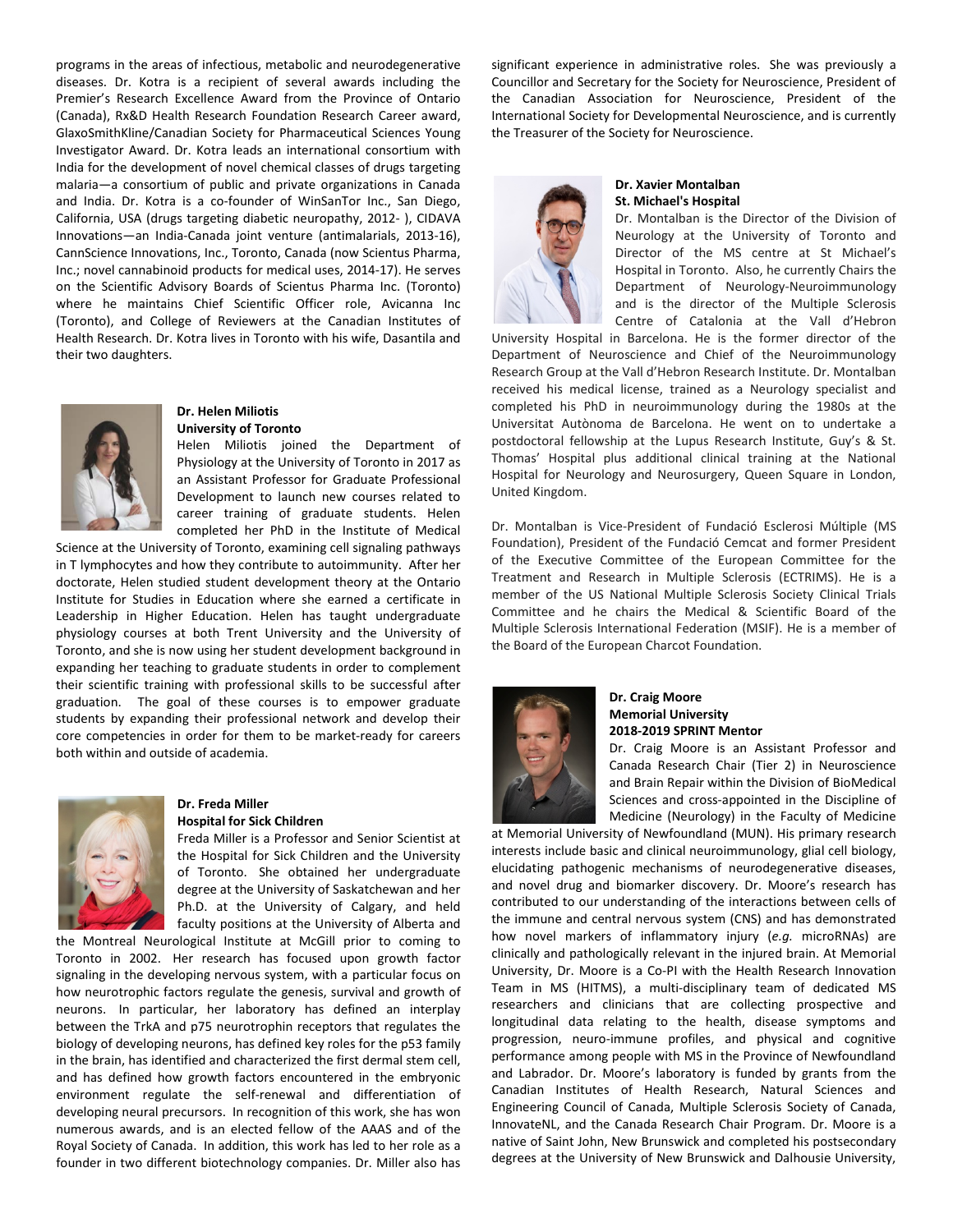programs in the areas of infectious, metabolic and neurodegenerative diseases. Dr. Kotra is a recipient of several awards including the Premier's Research Excellence Award from the Province of Ontario (Canada), Rx&D Health Research Foundation Research Career award, GlaxoSmithKline/Canadian Society for Pharmaceutical Sciences Young Investigator Award. Dr. Kotra leads an international consortium with India for the development of novel chemical classes of drugs targeting malaria—a consortium of public and private organizations in Canada and India. Dr. Kotra is a co-founder of WinSanTor Inc., San Diego, California, USA (drugs targeting diabetic neuropathy, 2012- ), CIDAVA Innovations—an India-Canada joint venture (antimalarials, 2013-16), CannScience Innovations, Inc., Toronto, Canada (now Scientus Pharma, Inc.; novel cannabinoid products for medical uses, 2014-17). He serves on the Scientific Advisory Boards of Scientus Pharma Inc. (Toronto) where he maintains Chief Scientific Officer role, Avicanna Inc (Toronto), and College of Reviewers at the Canadian Institutes of Health Research. Dr. Kotra lives in Toronto with his wife, Dasantila and their two daughters.

**Dr. Helen Miliotis**
**University of Toronto**

Helen Miliotis joined the Department of Physiology at the University of Toronto in 2017 as an Assistant Professor for Graduate Professional Development to launch new courses related to career training of graduate students. Helen completed her PhD in the Institute of Medical Science at the University of Toronto, examining cell signaling pathways in T lymphocytes and how they contribute to autoimmunity. After her doctorate, Helen studied student development theory at the Ontario Institute for Studies in Education where she earned a certificate in Leadership in Higher Education. Helen has taught undergraduate physiology courses at both Trent University and the University of Toronto, and she is now using her student development background in expanding her teaching to graduate students in order to complement their scientific training with professional skills to be successful after graduation. The goal of these courses is to empower graduate students by expanding their professional network and develop their core competencies in order for them to be market-ready for careers both within and outside of academia.

**Dr. Freda Miller**
**Hospital for Sick Children**

Freda Miller is a Professor and Senior Scientist at the Hospital for Sick Children and the University of Toronto. She obtained her undergraduate degree at the University of Saskatchewan and her Ph.D. at the University of Calgary, and held faculty positions at the University of Alberta and the Montreal Neurological Institute at McGill prior to coming to Toronto in 2002. Her research has focused upon growth factor signaling in the developing nervous system, with a particular focus on how neurotrophic factors regulate the genesis, survival and growth of neurons. In particular, her laboratory has defined an interplay between the TrkA and p75 neurotrophin receptors that regulates the biology of developing neurons, has defined key roles for the p53 family in the brain, has identified and characterized the first dermal stem cell, and has defined how growth factors encountered in the embryonic environment regulate the self-renewal and differentiation of developing neural precursors. In recognition of this work, she has won numerous awards, and is an elected fellow of the AAAS and of the Royal Society of Canada. In addition, this work has led to her role as a founder in two different biotechnology companies. Dr. Miller also has significant experience in administrative roles. She was previously a Councillor and Secretary for the Society for Neuroscience, President of the Canadian Association for Neuroscience, President of the International Society for Developmental Neuroscience, and is currently the Treasurer of the Society for Neuroscience.

**Dr. Xavier Montalban**
**St. Michael's Hospital**

Dr. Montalban is the Director of the Division of Neurology at the University of Toronto and Director of the MS centre at St Michael's Hospital in Toronto. Also, he currently Chairs the Department of Neurology-Neuroimmunology and is the director of the Multiple Sclerosis Centre of Catalonia at the Vall d'Hebron University Hospital in Barcelona. He is the former director of the Department of Neuroscience and Chief of the Neuroimmunology Research Group at the Vall d'Hebron Research Institute. Dr. Montalban received his medical license, trained as a Neurology specialist and completed his PhD in neuroimmunology during the 1980s at the Universitat Autònoma de Barcelona. He went on to undertake a postdoctoral fellowship at the Lupus Research Institute, Guy's & St. Thomas' Hospital plus additional clinical training at the National Hospital for Neurology and Neurosurgery, Queen Square in London, United Kingdom.

Dr. Montalban is Vice-President of Fundació Esclerosi Múltiple (MS Foundation), President of the Fundació Cemcat and former President of the Executive Committee of the European Committee for the Treatment and Research in Multiple Sclerosis (ECTRIMS). He is a member of the US National Multiple Sclerosis Society Clinical Trials Committee and he chairs the Medical & Scientific Board of the Multiple Sclerosis International Federation (MSIF). He is a member of the Board of the European Charcot Foundation.

**Dr. Craig Moore**
**Memorial University**
**2018-2019 SPRINT Mentor**

Dr. Craig Moore is an Assistant Professor and Canada Research Chair (Tier 2) in Neuroscience and Brain Repair within the Division of BioMedical Sciences and cross-appointed in the Discipline of Medicine (Neurology) in the Faculty of Medicine at Memorial University of Newfoundland (MUN). His primary research interests include basic and clinical neuroimmunology, glial cell biology, elucidating pathogenic mechanisms of neurodegenerative diseases, and novel drug and biomarker discovery. Dr. Moore's research has contributed to our understanding of the interactions between cells of the immune and central nervous system (CNS) and has demonstrated how novel markers of inflammatory injury (*e.g.* microRNAs) are clinically and pathologically relevant in the injured brain. At Memorial University, Dr. Moore is a Co-PI with the Health Research Innovation Team in MS (HITMS), a multi-disciplinary team of dedicated MS researchers and clinicians that are collecting prospective and longitudinal data relating to the health, disease symptoms and progression, neuro-immune profiles, and physical and cognitive performance among people with MS in the Province of Newfoundland and Labrador. Dr. Moore's laboratory is funded by grants from the Canadian Institutes of Health Research, Natural Sciences and Engineering Council of Canada, Multiple Sclerosis Society of Canada, InnovateNL, and the Canada Research Chair Program. Dr. Moore is a native of Saint John, New Brunswick and completed his postsecondary degrees at the University of New Brunswick and Dalhousie University,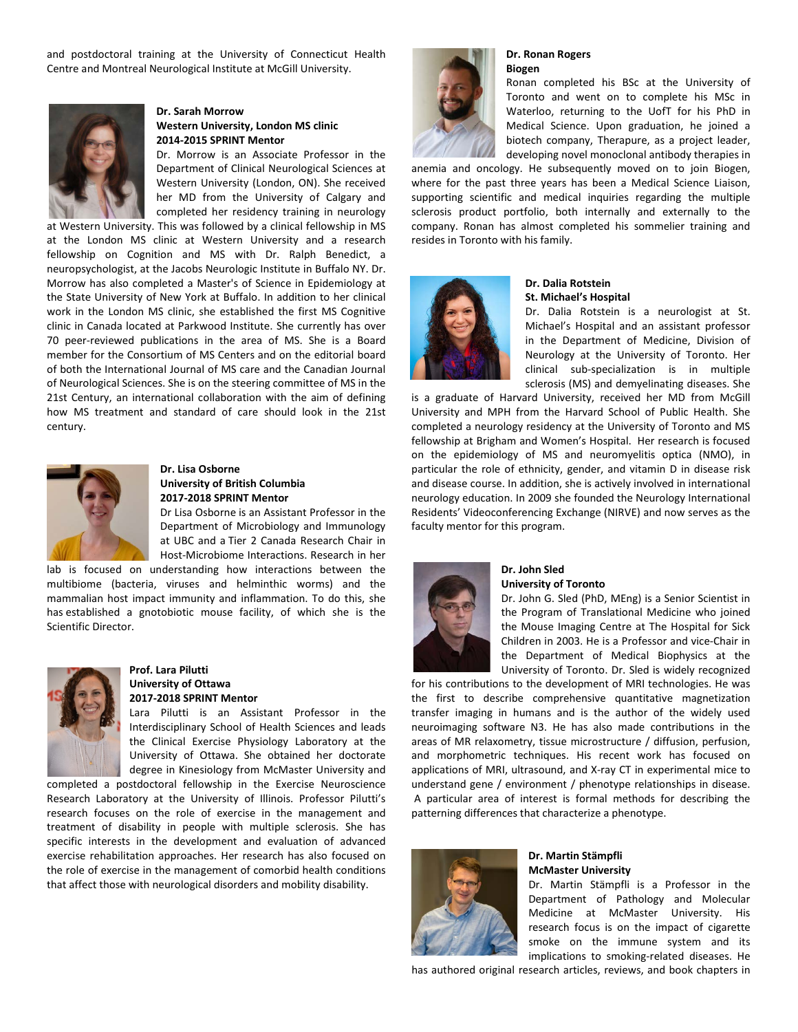and postdoctoral training at the University of Connecticut Health Centre and Montreal Neurological Institute at McGill University.

**Dr. Sarah Morrow**
**Western University, London MS clinic**
**2014-2015 SPRINT Mentor**

Dr. Morrow is an Associate Professor in the Department of Clinical Neurological Sciences at Western University (London, ON). She received her MD from the University of Calgary and completed her residency training in neurology at Western University. This was followed by a clinical fellowship in MS at the London MS clinic at Western University and a research fellowship on Cognition and MS with Dr. Ralph Benedict, a neuropsychologist, at the Jacobs Neurologic Institute in Buffalo NY. Dr. Morrow has also completed a Master's of Science in Epidemiology at the State University of New York at Buffalo. In addition to her clinical work in the London MS clinic, she established the first MS Cognitive clinic in Canada located at Parkwood Institute. She currently has over 70 peer-reviewed publications in the area of MS. She is a Board member for the Consortium of MS Centers and on the editorial board of both the International Journal of MS care and the Canadian Journal of Neurological Sciences. She is on the steering committee of MS in the 21st Century, an international collaboration with the aim of defining how MS treatment and standard of care should look in the 21st century.

**Dr. Lisa Osborne**
**University of British Columbia**
**2017-2018 SPRINT Mentor**

Dr Lisa Osborne is an Assistant Professor in the Department of Microbiology and Immunology at UBC and a Tier 2 Canada Research Chair in Host-Microbiome Interactions. Research in her lab is focused on understanding how interactions between the multibiome (bacteria, viruses and helminthic worms) and the mammalian host impact immunity and inflammation. To do this, she has established a gnotobiotic mouse facility, of which she is the Scientific Director.

**Prof. Lara Pilutti**
**University of Ottawa**
**2017-2018 SPRINT Mentor**

Lara Pilutti is an Assistant Professor in the Interdisciplinary School of Health Sciences and leads the Clinical Exercise Physiology Laboratory at the University of Ottawa. She obtained her doctorate degree in Kinesiology from McMaster University and completed a postdoctoral fellowship in the Exercise Neuroscience Research Laboratory at the University of Illinois. Professor Pilutti's research focuses on the role of exercise in the management and treatment of disability in people with multiple sclerosis. She has specific interests in the development and evaluation of advanced exercise rehabilitation approaches. Her research has also focused on the role of exercise in the management of comorbid health conditions that affect those with neurological disorders and mobility disability.

**Dr. Ronan Rogers**
**Biogen**

Ronan completed his BSc at the University of Toronto and went on to complete his MSc in Waterloo, returning to the UofT for his PhD in Medical Science. Upon graduation, he joined a biotech company, Therapure, as a project leader, developing novel monoclonal antibody therapies in anemia and oncology. He subsequently moved on to join Biogen, where for the past three years has been a Medical Science Liaison, supporting scientific and medical inquiries regarding the multiple sclerosis product portfolio, both internally and externally to the company. Ronan has almost completed his sommelier training and resides in Toronto with his family.

**Dr. Dalia Rotstein**
**St. Michael's Hospital**

Dr. Dalia Rotstein is a neurologist at St. Michael's Hospital and an assistant professor in the Department of Medicine, Division of Neurology at the University of Toronto. Her clinical sub-specialization is in multiple sclerosis (MS) and demyelinating diseases. She is a graduate of Harvard University, received her MD from McGill University and MPH from the Harvard School of Public Health. She completed a neurology residency at the University of Toronto and MS fellowship at Brigham and Women's Hospital. Her research is focused on the epidemiology of MS and neuromyelitis optica (NMO), in particular the role of ethnicity, gender, and vitamin D in disease risk and disease course. In addition, she is actively involved in international neurology education. In 2009 she founded the Neurology International Residents' Videoconferencing Exchange (NIRVE) and now serves as the faculty mentor for this program.

**Dr. John Sled**
**University of Toronto**

Dr. John G. Sled (PhD, MEng) is a Senior Scientist in the Program of Translational Medicine who joined the Mouse Imaging Centre at The Hospital for Sick Children in 2003. He is a Professor and vice-Chair in the Department of Medical Biophysics at the University of Toronto. Dr. Sled is widely recognized for his contributions to the development of MRI technologies. He was the first to describe comprehensive quantitative magnetization transfer imaging in humans and is the author of the widely used neuroimaging software N3. He has also made contributions in the areas of MR relaxometry, tissue microstructure / diffusion, perfusion, and morphometric techniques. His recent work has focused on applications of MRI, ultrasound, and X-ray CT in experimental mice to understand gene / environment / phenotype relationships in disease. A particular area of interest is formal methods for describing the patterning differences that characterize a phenotype.

**Dr. Martin Stämpfli**
**McMaster University**

Dr. Martin Stämpfli is a Professor in the Department of Pathology and Molecular Medicine at McMaster University. His research focus is on the impact of cigarette smoke on the immune system and its implications to smoking-related diseases. He has authored original research articles, reviews, and book chapters in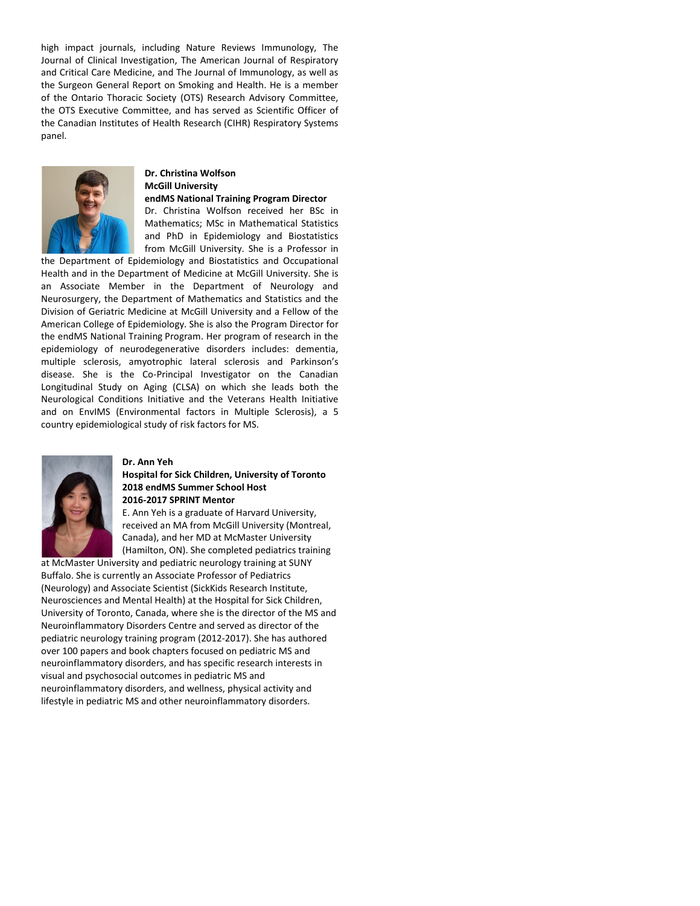high impact journals, including Nature Reviews Immunology, The Journal of Clinical Investigation, The American Journal of Respiratory and Critical Care Medicine, and The Journal of Immunology, as well as the Surgeon General Report on Smoking and Health. He is a member of the Ontario Thoracic Society (OTS) Research Advisory Committee, the OTS Executive Committee, and has served as Scientific Officer of the Canadian Institutes of Health Research (CIHR) Respiratory Systems panel.

**Dr. Christina Wolfson**
**McGill University**
**endMS National Training Program Director**

Dr. Christina Wolfson received her BSc in Mathematics; MSc in Mathematical Statistics and PhD in Epidemiology and Biostatistics from McGill University. She is a Professor in the Department of Epidemiology and Biostatistics and Occupational Health and in the Department of Medicine at McGill University. She is an Associate Member in the Department of Neurology and Neurosurgery, the Department of Mathematics and Statistics and the Division of Geriatric Medicine at McGill University and a Fellow of the American College of Epidemiology. She is also the Program Director for the endMS National Training Program. Her program of research in the epidemiology of neurodegenerative disorders includes: dementia, multiple sclerosis, amyotrophic lateral sclerosis and Parkinson's disease. She is the Co-Principal Investigator on the Canadian Longitudinal Study on Aging (CLSA) on which she leads both the Neurological Conditions Initiative and the Veterans Health Initiative and on EnvIMS (Environmental factors in Multiple Sclerosis), a 5 country epidemiological study of risk factors for MS.

**Dr. Ann Yeh**
**Hospital for Sick Children, University of Toronto**
**2018 endMS Summer School Host**
**2016-2017 SPRINT Mentor**

E. Ann Yeh is a graduate of Harvard University, received an MA from McGill University (Montreal, Canada), and her MD at McMaster University (Hamilton, ON). She completed pediatrics training at McMaster University and pediatric neurology training at SUNY Buffalo. She is currently an Associate Professor of Pediatrics (Neurology) and Associate Scientist (SickKids Research Institute, Neurosciences and Mental Health) at the Hospital for Sick Children, University of Toronto, Canada, where she is the director of the MS and Neuroinflammatory Disorders Centre and served as director of the pediatric neurology training program (2012-2017). She has authored over 100 papers and book chapters focused on pediatric MS and neuroinflammatory disorders, and has specific research interests in visual and psychosocial outcomes in pediatric MS and neuroinflammatory disorders, and wellness, physical activity and lifestyle in pediatric MS and other neuroinflammatory disorders.